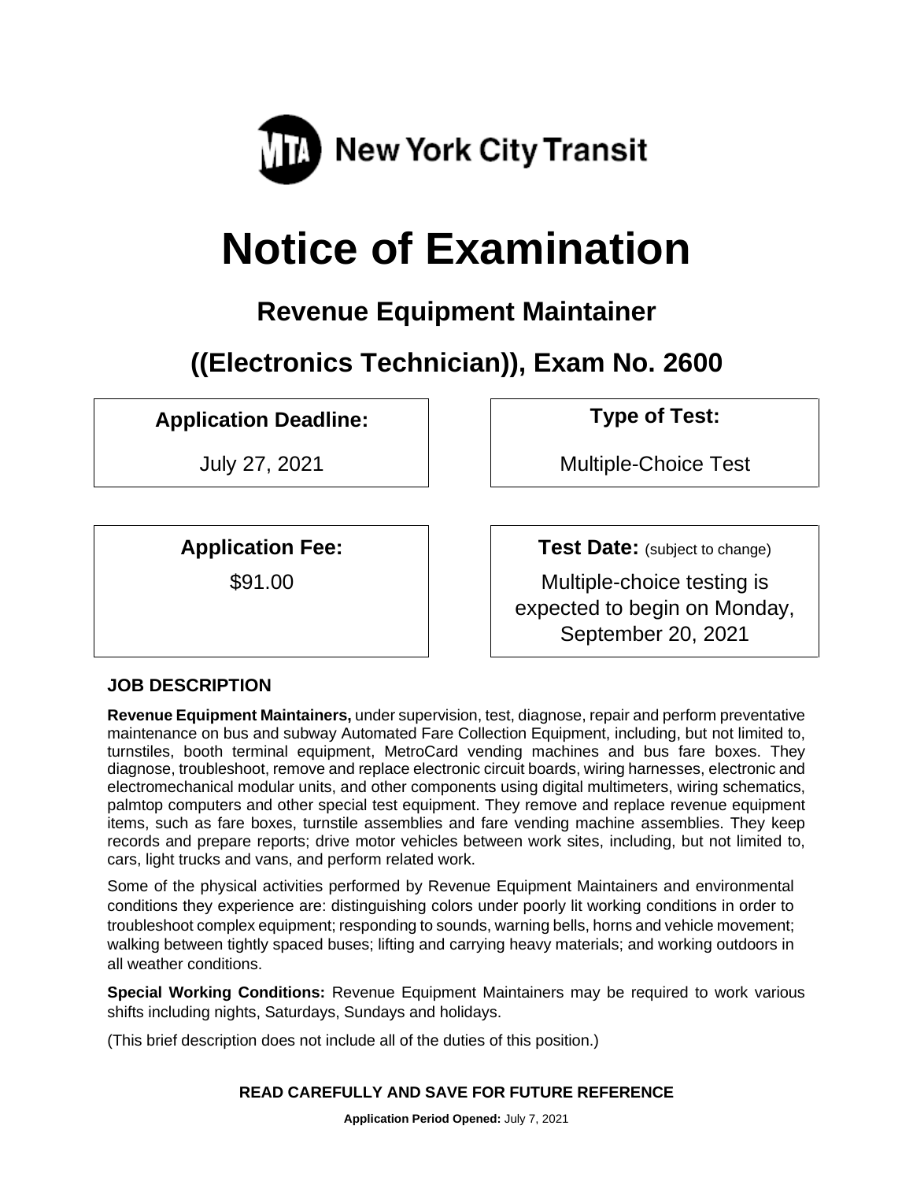New York City Transit

# Notice of Examination

## Revenue Equipment Maintainer

## ((Electronics Technician)), Exam No. 2600

**Application Deadline:**

July 27, 2021

**Type of Test:**

Multiple-Choice Test

**Application Fee:**

$91.00

**Test Date:** (subject to change)

Multiple-choice testing is expected to begin on Monday, September 20, 2021

### JOB DESCRIPTION

**Revenue Equipment Maintainers,** under supervision, test, diagnose, repair and perform preventative maintenance on bus and subway Automated Fare Collection Equipment, including, but not limited to, turnstiles, booth terminal equipment, MetroCard vending machines and bus fare boxes. They diagnose, troubleshoot, remove and replace electronic circuit boards, wiring harnesses, electronic and electromechanical modular units, and other components using digital multimeters, wiring schematics, palmtop computers and other special test equipment. They remove and replace revenue equipment items, such as fare boxes, turnstile assemblies and fare vending machine assemblies. They keep records and prepare reports; drive motor vehicles between work sites, including, but not limited to, cars, light trucks and vans, and perform related work.

Some of the physical activities performed by Revenue Equipment Maintainers and environmental conditions they experience are: distinguishing colors under poorly lit working conditions in order to troubleshoot complex equipment; responding to sounds, warning bells, horns and vehicle movement; walking between tightly spaced buses; lifting and carrying heavy materials; and working outdoors in all weather conditions.

**Special Working Conditions:** Revenue Equipment Maintainers may be required to work various shifts including nights, Saturdays, Sundays and holidays.

(This brief description does not include all of the duties of this position.)

**READ CAREFULLY AND SAVE FOR FUTURE REFERENCE**

**Application Period Opened:** July 7, 2021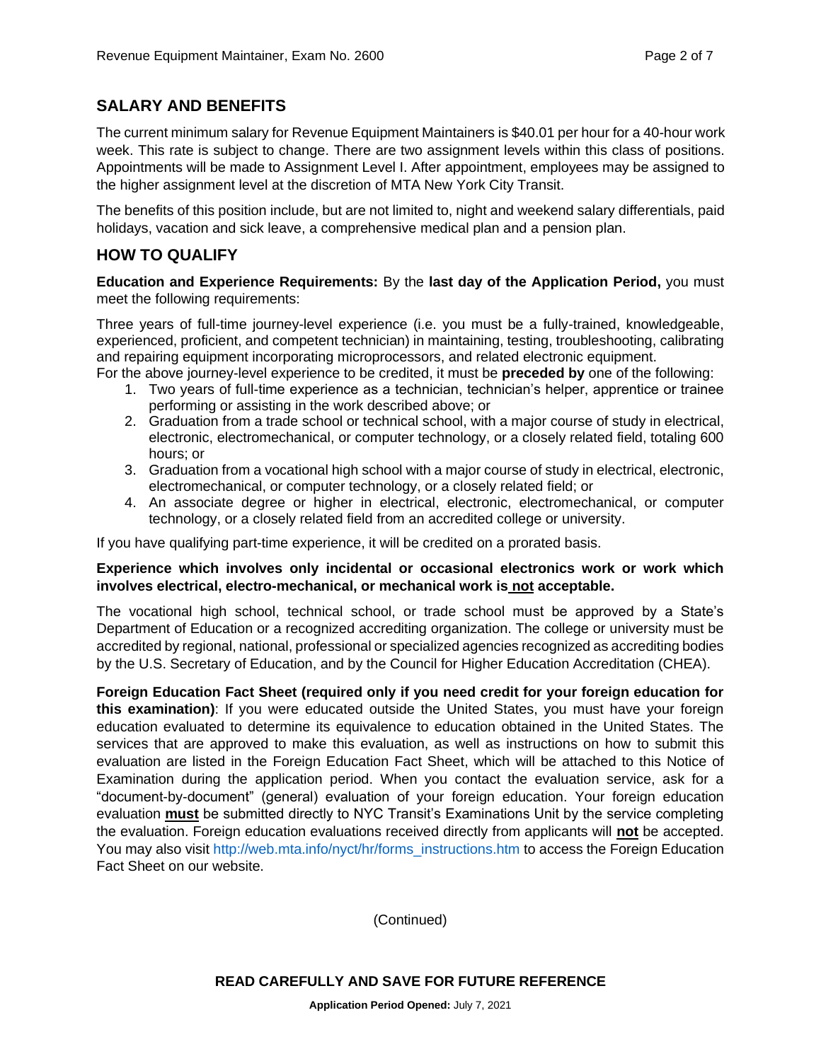## SALARY AND BENEFITS

The current minimum salary for Revenue Equipment Maintainers is $40.01 per hour for a 40-hour work week. This rate is subject to change. There are two assignment levels within this class of positions. Appointments will be made to Assignment Level I. After appointment, employees may be assigned to the higher assignment level at the discretion of MTA New York City Transit.

The benefits of this position include, but are not limited to, night and weekend salary differentials, paid holidays, vacation and sick leave, a comprehensive medical plan and a pension plan.

## HOW TO QUALIFY

**Education and Experience Requirements:** By the **last day of the Application Period,** you must meet the following requirements:

Three years of full-time journey-level experience (i.e. you must be a fully-trained, knowledgeable, experienced, proficient, and competent technician) in maintaining, testing, troubleshooting, calibrating and repairing equipment incorporating microprocessors, and related electronic equipment.
For the above journey-level experience to be credited, it must be **preceded by** one of the following:

1. Two years of full-time experience as a technician, technician's helper, apprentice or trainee performing or assisting in the work described above; or
2. Graduation from a trade school or technical school, with a major course of study in electrical, electronic, electromechanical, or computer technology, or a closely related field, totaling 600 hours; or
3. Graduation from a vocational high school with a major course of study in electrical, electronic, electromechanical, or computer technology, or a closely related field; or
4. An associate degree or higher in electrical, electronic, electromechanical, or computer technology, or a closely related field from an accredited college or university.

If you have qualifying part-time experience, it will be credited on a prorated basis.

**Experience which involves only incidental or occasional electronics work or work which involves electrical, electro-mechanical, or mechanical work is <u>not</u> acceptable.**

The vocational high school, technical school, or trade school must be approved by a State's Department of Education or a recognized accrediting organization. The college or university must be accredited by regional, national, professional or specialized agencies recognized as accrediting bodies by the U.S. Secretary of Education, and by the Council for Higher Education Accreditation (CHEA).

**Foreign Education Fact Sheet (required only if you need credit for your foreign education for this examination)**: If you were educated outside the United States, you must have your foreign education evaluated to determine its equivalence to education obtained in the United States. The services that are approved to make this evaluation, as well as instructions on how to submit this evaluation are listed in the Foreign Education Fact Sheet, which will be attached to this Notice of Examination during the application period. When you contact the evaluation service, ask for a "document-by-document" (general) evaluation of your foreign education. Your foreign education evaluation **<u>must</u>** be submitted directly to NYC Transit's Examinations Unit by the service completing the evaluation. Foreign education evaluations received directly from applicants will **<u>not</u>** be accepted. You may also visit http://web.mta.info/nyct/hr/forms_instructions.htm to access the Foreign Education Fact Sheet on our website.

(Continued)

**READ CAREFULLY AND SAVE FOR FUTURE REFERENCE**

**Application Period Opened:** July 7, 2021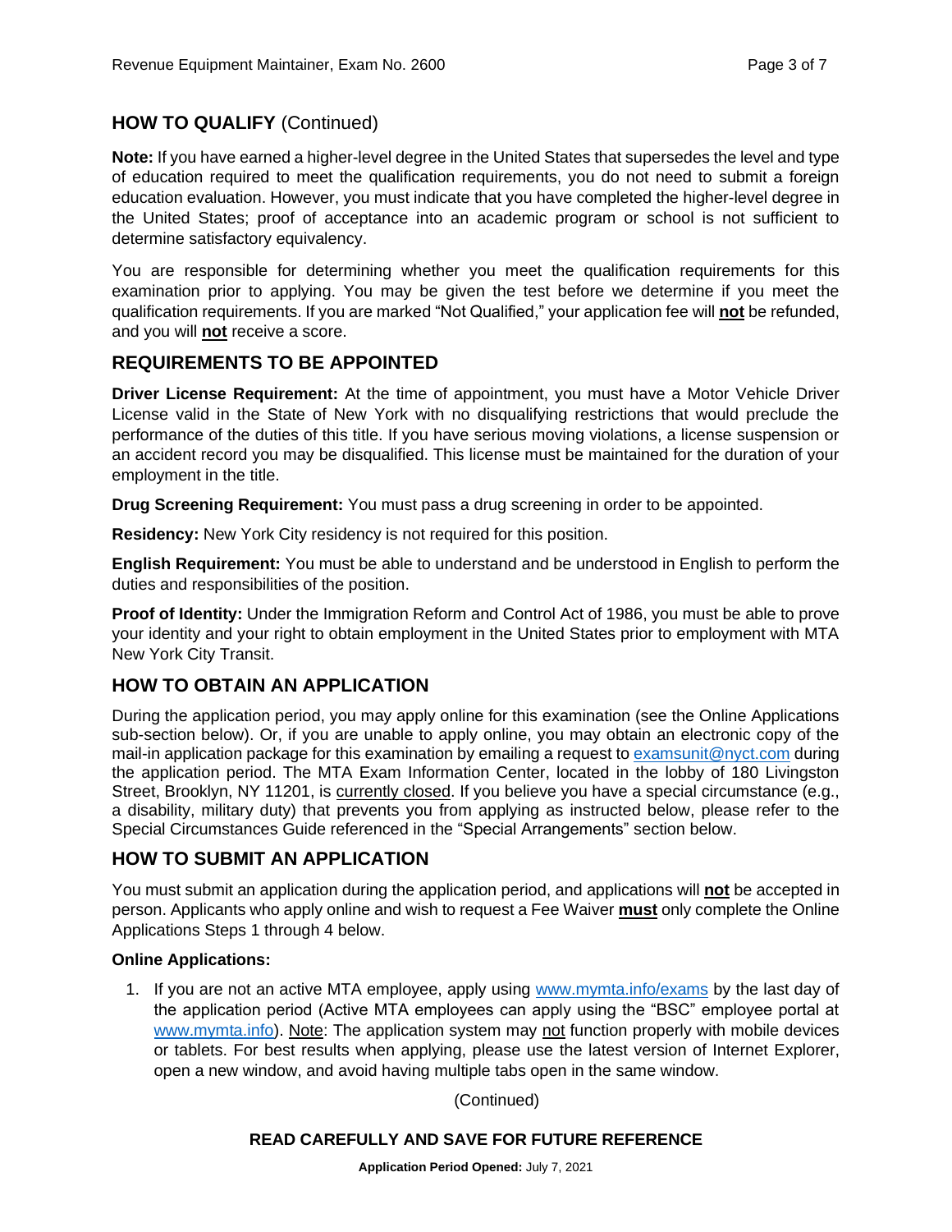## HOW TO QUALIFY (Continued)

**Note:** If you have earned a higher-level degree in the United States that supersedes the level and type of education required to meet the qualification requirements, you do not need to submit a foreign education evaluation. However, you must indicate that you have completed the higher-level degree in the United States; proof of acceptance into an academic program or school is not sufficient to determine satisfactory equivalency.

You are responsible for determining whether you meet the qualification requirements for this examination prior to applying. You may be given the test before we determine if you meet the qualification requirements. If you are marked "Not Qualified," your application fee will **not** be refunded, and you will **not** receive a score.

## REQUIREMENTS TO BE APPOINTED

**Driver License Requirement:** At the time of appointment, you must have a Motor Vehicle Driver License valid in the State of New York with no disqualifying restrictions that would preclude the performance of the duties of this title. If you have serious moving violations, a license suspension or an accident record you may be disqualified. This license must be maintained for the duration of your employment in the title.

**Drug Screening Requirement:** You must pass a drug screening in order to be appointed.

**Residency:** New York City residency is not required for this position.

**English Requirement:** You must be able to understand and be understood in English to perform the duties and responsibilities of the position.

**Proof of Identity:** Under the Immigration Reform and Control Act of 1986, you must be able to prove your identity and your right to obtain employment in the United States prior to employment with MTA New York City Transit.

## HOW TO OBTAIN AN APPLICATION

During the application period, you may apply online for this examination (see the Online Applications sub-section below). Or, if you are unable to apply online, you may obtain an electronic copy of the mail-in application package for this examination by emailing a request to examsunit@nyct.com during the application period. The MTA Exam Information Center, located in the lobby of 180 Livingston Street, Brooklyn, NY 11201, is currently closed. If you believe you have a special circumstance (e.g., a disability, military duty) that prevents you from applying as instructed below, please refer to the Special Circumstances Guide referenced in the "Special Arrangements" section below.

## HOW TO SUBMIT AN APPLICATION

You must submit an application during the application period, and applications will **not** be accepted in person. Applicants who apply online and wish to request a Fee Waiver **must** only complete the Online Applications Steps 1 through 4 below.

**Online Applications:**

1. If you are not an active MTA employee, apply using www.mymta.info/exams by the last day of the application period (Active MTA employees can apply using the "BSC" employee portal at www.mymta.info). Note: The application system may not function properly with mobile devices or tablets. For best results when applying, please use the latest version of Internet Explorer, open a new window, and avoid having multiple tabs open in the same window.

(Continued)

**READ CAREFULLY AND SAVE FOR FUTURE REFERENCE**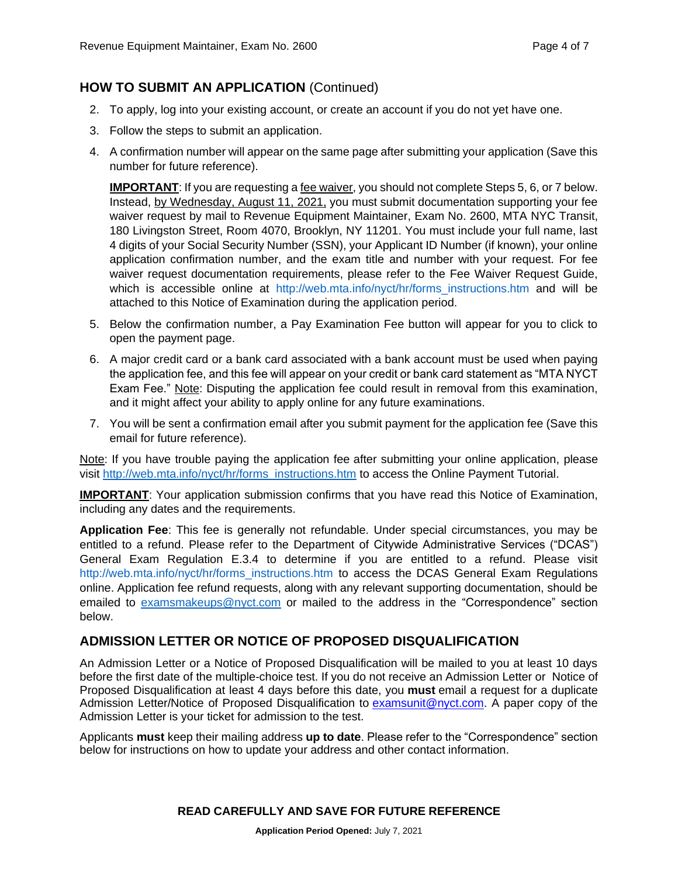## HOW TO SUBMIT AN APPLICATION (Continued)

2. To apply, log into your existing account, or create an account if you do not yet have one.
3. Follow the steps to submit an application.
4. A confirmation number will appear on the same page after submitting your application (Save this number for future reference).

   **IMPORTANT**: If you are requesting a fee waiver, you should not complete Steps 5, 6, or 7 below. Instead, by Wednesday, August 11, 2021, you must submit documentation supporting your fee waiver request by mail to Revenue Equipment Maintainer, Exam No. 2600, MTA NYC Transit, 180 Livingston Street, Room 4070, Brooklyn, NY 11201. You must include your full name, last 4 digits of your Social Security Number (SSN), your Applicant ID Number (if known), your online application confirmation number, and the exam title and number with your request. For fee waiver request documentation requirements, please refer to the Fee Waiver Request Guide, which is accessible online at http://web.mta.info/nyct/hr/forms_instructions.htm and will be attached to this Notice of Examination during the application period.

5. Below the confirmation number, a Pay Examination Fee button will appear for you to click to open the payment page.
6. A major credit card or a bank card associated with a bank account must be used when paying the application fee, and this fee will appear on your credit or bank card statement as "MTA NYCT Exam Fee." Note: Disputing the application fee could result in removal from this examination, and it might affect your ability to apply online for any future examinations.
7. You will be sent a confirmation email after you submit payment for the application fee (Save this email for future reference).

Note: If you have trouble paying the application fee after submitting your online application, please visit http://web.mta.info/nyct/hr/forms_instructions.htm to access the Online Payment Tutorial.

**IMPORTANT**: Your application submission confirms that you have read this Notice of Examination, including any dates and the requirements.

**Application Fee**: This fee is generally not refundable. Under special circumstances, you may be entitled to a refund. Please refer to the Department of Citywide Administrative Services ("DCAS") General Exam Regulation E.3.4 to determine if you are entitled to a refund. Please visit http://web.mta.info/nyct/hr/forms_instructions.htm to access the DCAS General Exam Regulations online. Application fee refund requests, along with any relevant supporting documentation, should be emailed to examsmakeups@nyct.com or mailed to the address in the "Correspondence" section below.

## ADMISSION LETTER OR NOTICE OF PROPOSED DISQUALIFICATION

An Admission Letter or a Notice of Proposed Disqualification will be mailed to you at least 10 days before the first date of the multiple-choice test. If you do not receive an Admission Letter or Notice of Proposed Disqualification at least 4 days before this date, you **must** email a request for a duplicate Admission Letter/Notice of Proposed Disqualification to examsunit@nyct.com. A paper copy of the Admission Letter is your ticket for admission to the test.

Applicants **must** keep their mailing address **up to date**. Please refer to the "Correspondence" section below for instructions on how to update your address and other contact information.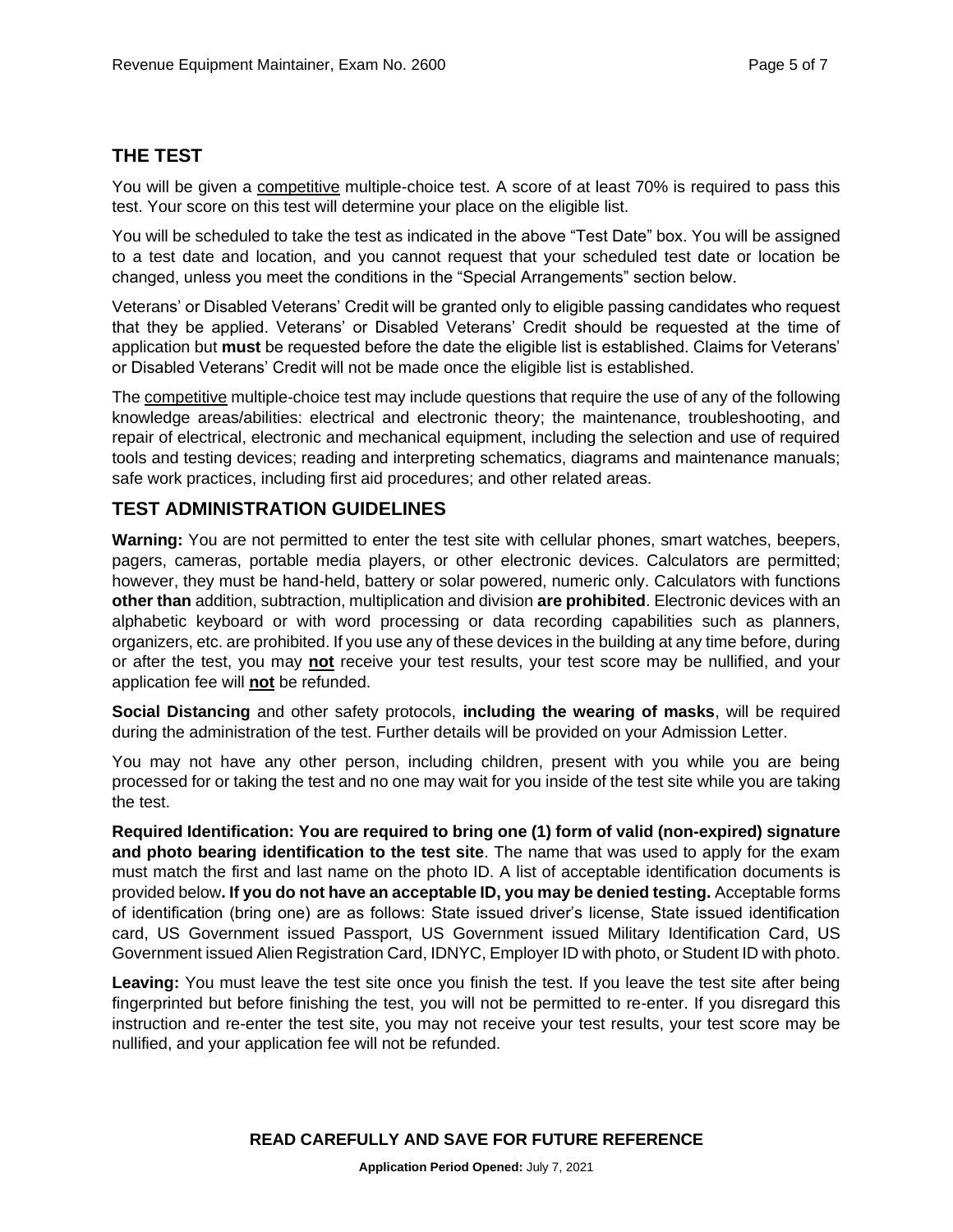## THE TEST

You will be given a competitive multiple-choice test. A score of at least 70% is required to pass this test. Your score on this test will determine your place on the eligible list.

You will be scheduled to take the test as indicated in the above "Test Date" box. You will be assigned to a test date and location, and you cannot request that your scheduled test date or location be changed, unless you meet the conditions in the "Special Arrangements" section below.

Veterans' or Disabled Veterans' Credit will be granted only to eligible passing candidates who request that they be applied. Veterans' or Disabled Veterans' Credit should be requested at the time of application but **must** be requested before the date the eligible list is established. Claims for Veterans' or Disabled Veterans' Credit will not be made once the eligible list is established.

The competitive multiple-choice test may include questions that require the use of any of the following knowledge areas/abilities: electrical and electronic theory; the maintenance, troubleshooting, and repair of electrical, electronic and mechanical equipment, including the selection and use of required tools and testing devices; reading and interpreting schematics, diagrams and maintenance manuals; safe work practices, including first aid procedures; and other related areas.

## TEST ADMINISTRATION GUIDELINES

**Warning:** You are not permitted to enter the test site with cellular phones, smart watches, beepers, pagers, cameras, portable media players, or other electronic devices. Calculators are permitted; however, they must be hand-held, battery or solar powered, numeric only. Calculators with functions **other than** addition, subtraction, multiplication and division **are prohibited**. Electronic devices with an alphabetic keyboard or with word processing or data recording capabilities such as planners, organizers, etc. are prohibited. If you use any of these devices in the building at any time before, during or after the test, you may **not** receive your test results, your test score may be nullified, and your application fee will **not** be refunded.

**Social Distancing** and other safety protocols, **including the wearing of masks**, will be required during the administration of the test. Further details will be provided on your Admission Letter.

You may not have any other person, including children, present with you while you are being processed for or taking the test and no one may wait for you inside of the test site while you are taking the test.

**Required Identification: You are required to bring one (1) form of valid (non-expired) signature and photo bearing identification to the test site**. The name that was used to apply for the exam must match the first and last name on the photo ID. A list of acceptable identification documents is provided below**. If you do not have an acceptable ID, you may be denied testing.** Acceptable forms of identification (bring one) are as follows: State issued driver's license, State issued identification card, US Government issued Passport, US Government issued Military Identification Card, US Government issued Alien Registration Card, IDNYC, Employer ID with photo, or Student ID with photo.

**Leaving:** You must leave the test site once you finish the test. If you leave the test site after being fingerprinted but before finishing the test, you will not be permitted to re-enter. If you disregard this instruction and re-enter the test site, you may not receive your test results, your test score may be nullified, and your application fee will not be refunded.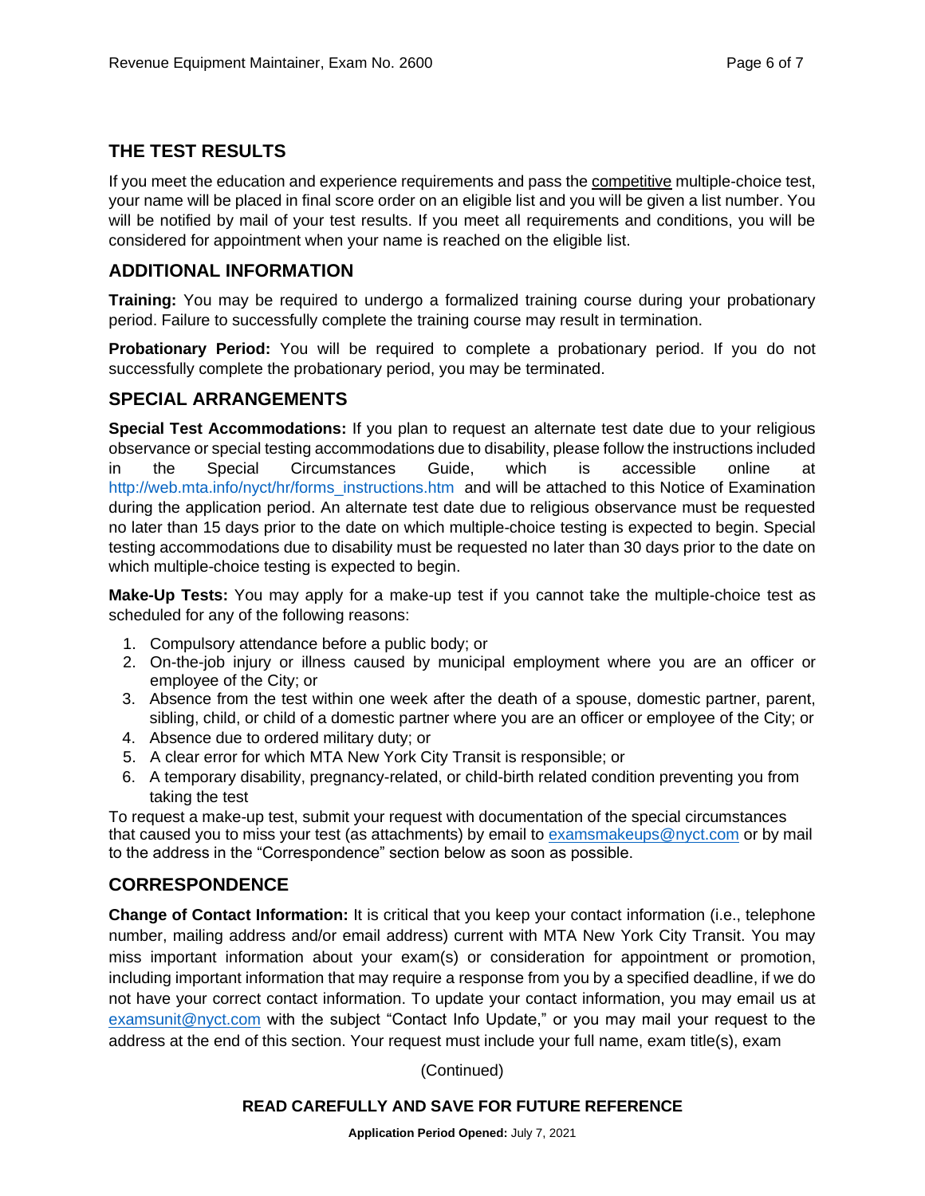## THE TEST RESULTS

If you meet the education and experience requirements and pass the competitive multiple-choice test, your name will be placed in final score order on an eligible list and you will be given a list number. You will be notified by mail of your test results. If you meet all requirements and conditions, you will be considered for appointment when your name is reached on the eligible list.

## ADDITIONAL INFORMATION

**Training:** You may be required to undergo a formalized training course during your probationary period. Failure to successfully complete the training course may result in termination.

**Probationary Period:** You will be required to complete a probationary period. If you do not successfully complete the probationary period, you may be terminated.

## SPECIAL ARRANGEMENTS

**Special Test Accommodations:** If you plan to request an alternate test date due to your religious observance or special testing accommodations due to disability, please follow the instructions included in the Special Circumstances Guide, which is accessible online at http://web.mta.info/nyct/hr/forms_instructions.htm and will be attached to this Notice of Examination during the application period. An alternate test date due to religious observance must be requested no later than 15 days prior to the date on which multiple-choice testing is expected to begin. Special testing accommodations due to disability must be requested no later than 30 days prior to the date on which multiple-choice testing is expected to begin.

**Make-Up Tests:** You may apply for a make-up test if you cannot take the multiple-choice test as scheduled for any of the following reasons:

1. Compulsory attendance before a public body; or
2. On-the-job injury or illness caused by municipal employment where you are an officer or employee of the City; or
3. Absence from the test within one week after the death of a spouse, domestic partner, parent, sibling, child, or child of a domestic partner where you are an officer or employee of the City; or
4. Absence due to ordered military duty; or
5. A clear error for which MTA New York City Transit is responsible; or
6. A temporary disability, pregnancy-related, or child-birth related condition preventing you from taking the test

To request a make-up test, submit your request with documentation of the special circumstances that caused you to miss your test (as attachments) by email to examsmakeups@nyct.com or by mail to the address in the "Correspondence" section below as soon as possible.

## CORRESPONDENCE

**Change of Contact Information:** It is critical that you keep your contact information (i.e., telephone number, mailing address and/or email address) current with MTA New York City Transit. You may miss important information about your exam(s) or consideration for appointment or promotion, including important information that may require a response from you by a specified deadline, if we do not have your correct contact information. To update your contact information, you may email us at examsunit@nyct.com with the subject "Contact Info Update," or you may mail your request to the address at the end of this section. Your request must include your full name, exam title(s), exam

(Continued)

**READ CAREFULLY AND SAVE FOR FUTURE REFERENCE**

**Application Period Opened:** July 7, 2021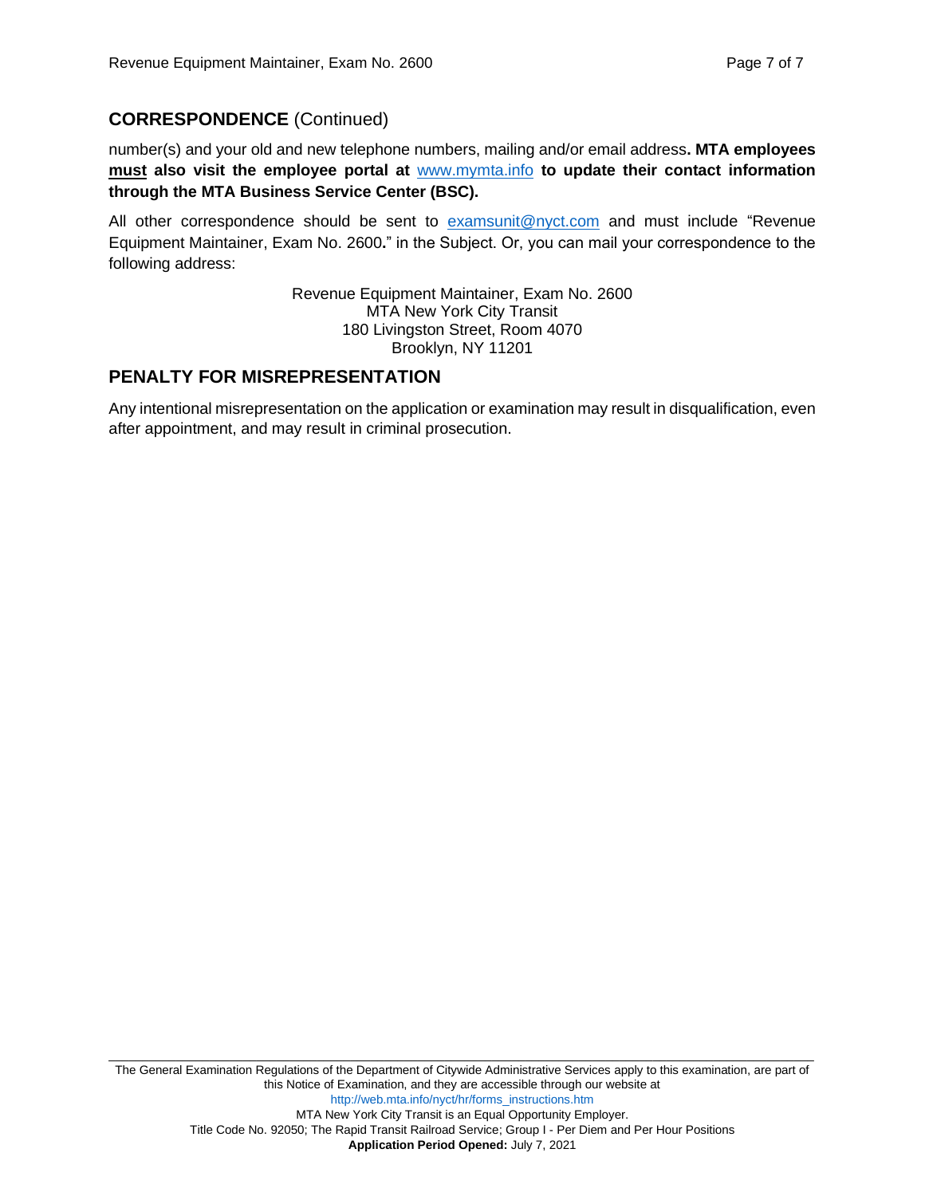## CORRESPONDENCE (Continued)

number(s) and your old and new telephone numbers, mailing and/or email address**. MTA employees must also visit the employee portal at** www.mymta.info **to update their contact information through the MTA Business Service Center (BSC).**

All other correspondence should be sent to examsunit@nyct.com and must include "Revenue Equipment Maintainer, Exam No. 2600**.**" in the Subject. Or, you can mail your correspondence to the following address:

Revenue Equipment Maintainer, Exam No. 2600
MTA New York City Transit
180 Livingston Street, Room 4070
Brooklyn, NY 11201

## PENALTY FOR MISREPRESENTATION

Any intentional misrepresentation on the application or examination may result in disqualification, even after appointment, and may result in criminal prosecution.

The General Examination Regulations of the Department of Citywide Administrative Services apply to this examination, are part of this Notice of Examination, and they are accessible through our website at http://web.mta.info/nyct/hr/forms_instructions.htm

MTA New York City Transit is an Equal Opportunity Employer.

Title Code No. 92050; The Rapid Transit Railroad Service; Group I - Per Diem and Per Hour Positions

**Application Period Opened:** July 7, 2021